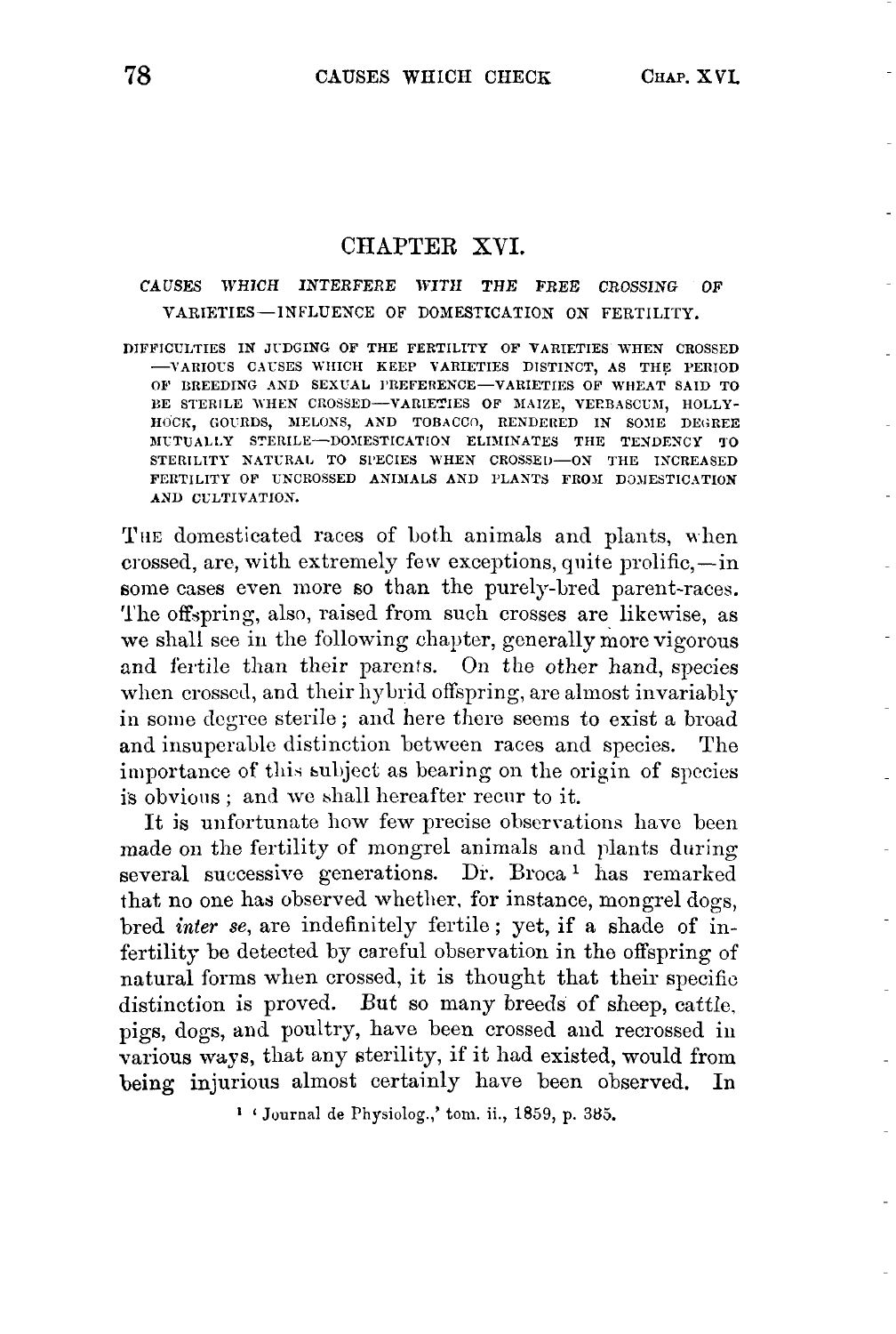# CHAPTER XVI.

## *CAUSES WHICH INTERFERE WITH THE FREE CROSSING OF* VARIETIES—INFLUENCE OF DOMESTICATION ON FERTILITY.

DIFFICULTIES IN JUDGING OF THE FERTILITY OF VARIETIES WHEN CROSSED —VARIOUS CAUSES WHICH KEEP VARIETIES DISTINCT, AS THE PERIOD OF BREEDING AND SEXUAL PREFERENCE—VARIETIES OF WHEAT SAID TO BE STERILE WHEN CROSSED—VARIETIES OF MAIZE, VERBASCUM, HOLLY-HOCK, GOURDS, MELONS, AND TOBACCO, RENDERED IN SOME DEGREE MUTUALLY STERILE—DOMESTICATION ELIMINATES THE TENDENCY TO STERILITY NATURAL TO SPECIES WHEN CROSSED—ON THE INCREASED FERTILITY OF UNCROSSED ANIMALS AND PLANTS FROM DOMESTICATION AND CULTIVATION.

THE domesticated races of both animals and plants, when crossed, are, with extremely few exceptions, quite prolific,—in some cases even more so than the purely-bred parent-races. The offspring, also, raised from such crosses are likewise, as we shall see in the following chapter, generally more vigorous and fertile than their parents. On the other hand, species when crossed, and their hybrid offspring, are almost invariably in some degree sterile; and here there seems to exist a broad and insuperable distinction between races and species. The importance of this subject as bearing on the origin of species is obvious; and we shall hereafter recur to it.

It is unfortunate how few precise observations have been made on the fertility of mongrel animals and plants during several successive generations. Dr. Broca [1] has remarked that no one has observed whether, for instance, mongrel dogs, bred *inter se*, are indefinitely fertile; yet, if a shade of infertility be detected by careful observation in the offspring of natural forms when crossed, it is thought that their specific distinction is proved. But so many breeds of sheep, cattle, pigs, dogs, and poultry, have been crossed and recrossed in various ways, that any sterility, if it had existed, would from being injurious almost certainly have been observed. In

[1] 'Journal de Physiolog.,' tom. ii., 1859, p. 385.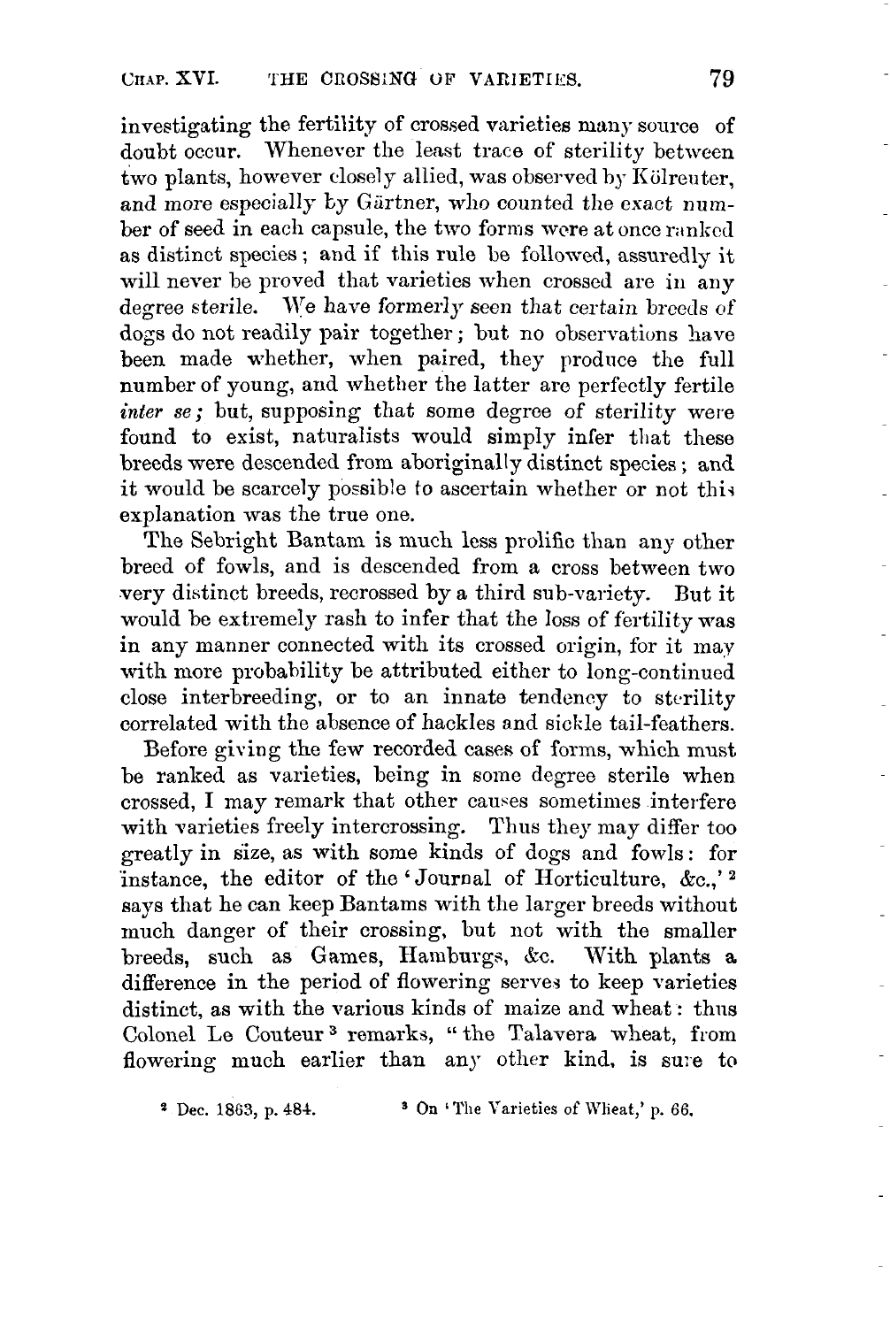investigating the fertility of crossed varieties many source of doubt occur. Whenever the least trace of sterility between two plants, however closely allied, was observed by Kölreuter, and more especially by Gärtner, who counted the exact number of seed in each capsule, the two forms were at once ranked as distinct species; and if this rule be followed, assuredly it will never be proved that varieties when crossed are in any degree sterile. We have formerly seen that certain breeds of dogs do not readily pair together; but no observations have been made whether, when paired, they produce the full number of young, and whether the latter are perfectly fertile *inter se;* but, supposing that some degree of sterility were found to exist, naturalists would simply infer that these breeds were descended from aboriginally distinct species; and it would be scarcely possible to ascertain whether or not this explanation was the true one.

The Sebright Bantam is much less prolific than any other breed of fowls, and is descended from a cross between two very distinct breeds, recrossed by a third sub-variety. But it would be extremely rash to infer that the loss of fertility was in any manner connected with its crossed origin, for it may with more probability be attributed either to long-continued close interbreeding, or to an innate tendency to sterility correlated with the absence of hackles and sickle tail-feathers.

Before giving the few recorded cases of forms, which must be ranked as varieties, being in some degree sterile when crossed, I may remark that other causes sometimes interfere with varieties freely intercrossing. Thus they may differ too greatly in size, as with some kinds of dogs and fowls: for instance, the editor of the 'Journal of Horticulture, &c.,' [2] says that he can keep Bantams with the larger breeds without much danger of their crossing, but not with the smaller breeds, such as Games, Hamburgs, &c. With plants a difference in the period of flowering serves to keep varieties distinct, as with the various kinds of maize and wheat: thus Colonel Le Couteur [3] remarks, "the Talavera wheat, from flowering much earlier than any other kind, is sure to

[2] Dec. 1863, p. 484.

[3] On 'The Varieties of Wheat,' p. 66.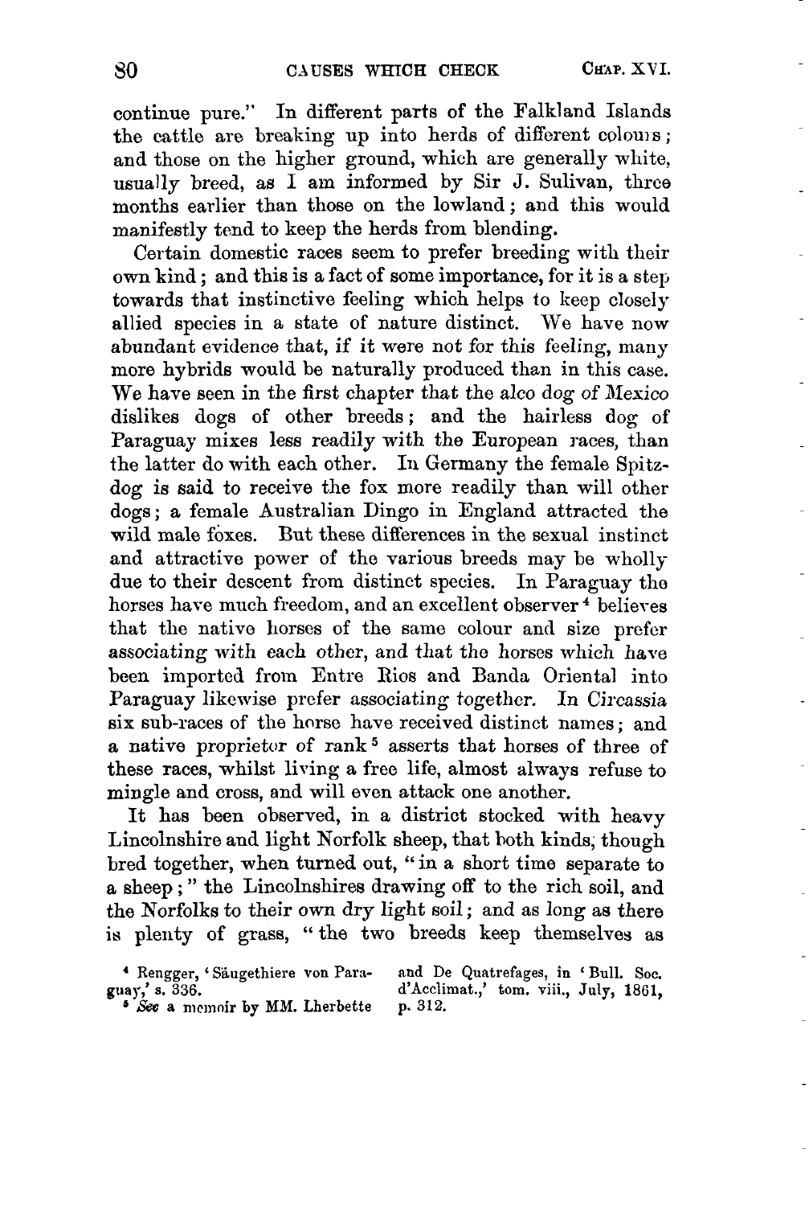continue pure." In different parts of the Falkland Islands the cattle are breaking up into herds of different colours; and those on the higher ground, which are generally white, usually breed, as I am informed by Sir J. Sulivan, three months earlier than those on the lowland; and this would manifestly tend to keep the herds from blending.

Certain domestic races seem to prefer breeding with their own kind; and this is a fact of some importance, for it is a step towards that instinctive feeling which helps to keep closely allied species in a state of nature distinct. We have now abundant evidence that, if it were not for this feeling, many more hybrids would be naturally produced than in this case. We have seen in the first chapter that the alco dog of Mexico dislikes dogs of other breeds; and the hairless dog of Paraguay mixes less readily with the European races, than the latter do with each other. In Germany the female Spitz-dog is said to receive the fox more readily than will other dogs; a female Australian Dingo in England attracted the wild male foxes. But these differences in the sexual instinct and attractive power of the various breeds may be wholly due to their descent from distinct species. In Paraguay the horses have much freedom, and an excellent observer [4] believes that the native horses of the same colour and size prefer associating with each other, and that the horses which have been imported from Entre Rios and Banda Oriental into Paraguay likewise prefer associating together. In Circassia six sub-races of the horse have received distinct names; and a native proprietor of rank [5] asserts that horses of three of these races, whilst living a free life, almost always refuse to mingle and cross, and will even attack one another.

It has been observed, in a district stocked with heavy Lincolnshire and light Norfolk sheep, that both kinds, though bred together, when turned out, "in a short time separate to a sheep;" the Lincolnshires drawing off to the rich soil, and the Norfolks to their own dry light soil; and as long as there is plenty of grass, "the two breeds keep themselves as

[4] Rengger, 'Säugethiere von Paraguay,' s. 336.

[5] *See* a memoir by MM. Lherbette and De Quatrefages, in 'Bull. Soc. d'Acclimat.,' tom. viii., July, 1861, p. 312.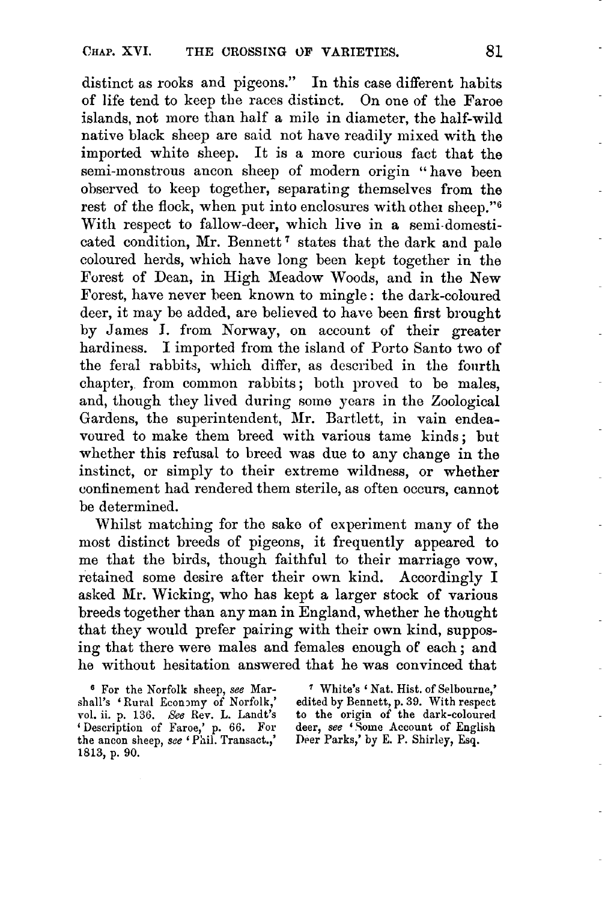distinct as rooks and pigeons." In this case different habits of life tend to keep the races distinct. On one of the Faroe islands, not more than half a mile in diameter, the half-wild native black sheep are said not have readily mixed with the imported white sheep. It is a more curious fact that the semi-monstrous ancon sheep of modern origin "have been observed to keep together, separating themselves from the rest of the flock, when put into enclosures with other sheep."[6] With respect to fallow-deer, which live in a semi-domesticated condition, Mr. Bennett[7] states that the dark and pale coloured herds, which have long been kept together in the Forest of Dean, in High Meadow Woods, and in the New Forest, have never been known to mingle: the dark-coloured deer, it may be added, are believed to have been first brought by James I. from Norway, on account of their greater hardiness. I imported from the island of Porto Santo two of the feral rabbits, which differ, as described in the fourth chapter, from common rabbits; both proved to be males, and, though they lived during some years in the Zoological Gardens, the superintendent, Mr. Bartlett, in vain endeavoured to make them breed with various tame kinds; but whether this refusal to breed was due to any change in the instinct, or simply to their extreme wildness, or whether confinement had rendered them sterile, as often occurs, cannot be determined.

Whilst matching for the sake of experiment many of the most distinct breeds of pigeons, it frequently appeared to me that the birds, though faithful to their marriage vow, retained some desire after their own kind. Accordingly I asked Mr. Wicking, who has kept a larger stock of various breeds together than any man in England, whether he thought that they would prefer pairing with their own kind, supposing that there were males and females enough of each; and he without hesitation answered that he was convinced that

[6] For the Norfolk sheep, *see* Marshall's 'Rural Economy of Norfolk,' vol. ii. p. 136. *See* Rev. L. Landt's 'Description of Faroe,' p. 66. For the ancon sheep, *see* 'Phil. Transact.,' 1813, p. 90.

[7] White's 'Nat. Hist. of Selbourne,' edited by Bennett, p. 39. With respect to the origin of the dark-coloured deer, *see* 'Some Account of English Deer Parks,' by E. P. Shirley, Esq.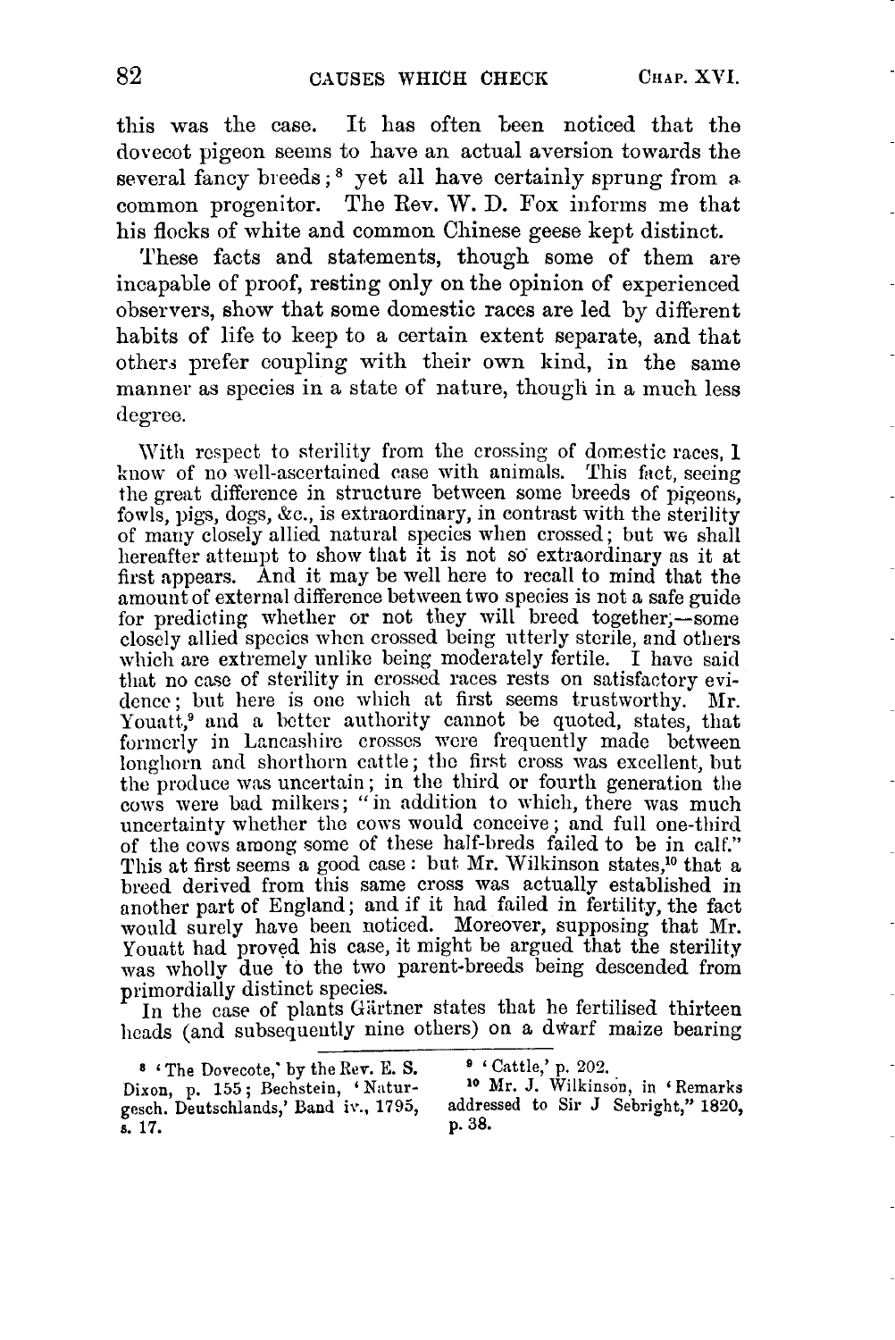this was the case. It has often been noticed that the dovecot pigeon seems to have an actual aversion towards the several fancy breeds;[8] yet all have certainly sprung from a common progenitor. The Rev. W. D. Fox informs me that his flocks of white and common Chinese geese kept distinct.

These facts and statements, though some of them are incapable of proof, resting only on the opinion of experienced observers, show that some domestic races are led by different habits of life to keep to a certain extent separate, and that others prefer coupling with their own kind, in the same manner as species in a state of nature, though in a much less degree.

With respect to sterility from the crossing of domestic races, I know of no well-ascertained case with animals. This fact, seeing the great difference in structure between some breeds of pigeons, fowls, pigs, dogs, &c., is extraordinary, in contrast with the sterility of many closely allied natural species when crossed; but we shall hereafter attempt to show that it is not so extraordinary as it at first appears. And it may be well here to recall to mind that the amount of external difference between two species is not a safe guide for predicting whether or not they will breed together;—some closely allied species when crossed being utterly sterile, and others which are extremely unlike being moderately fertile. I have said that no case of sterility in crossed races rests on satisfactory evidence; but here is one which at first seems trustworthy. Mr. Youatt,[9] and a better authority cannot be quoted, states, that formerly in Lancashire crosses were frequently made between longhorn and shorthorn cattle; the first cross was excellent, but the produce was uncertain; in the third or fourth generation the cows were bad milkers; "in addition to which, there was much uncertainty whether the cows would conceive; and full one-third of the cows among some of these half-breds failed to be in calf." This at first seems a good case: but Mr. Wilkinson states,[10] that a breed derived from this same cross was actually established in another part of England; and if it had failed in fertility, the fact would surely have been noticed. Moreover, supposing that Mr. Youatt had proved his case, it might be argued that the sterility was wholly due to the two parent-breeds being descended from primordially distinct species.

In the case of plants Gärtner states that he fertilised thirteen heads (and subsequently nine others) on a dwarf maize bearing

[8] 'The Dovecote,' by the Rev. E. S. Dixon, p. 155; Bechstein, 'Naturgesch. Deutschlands,' Band iv., 1795, s. 17.

[9] 'Cattle,' p. 202.

[10] Mr. J. Wilkinson, in 'Remarks addressed to Sir J Sebright," 1820, p. 38.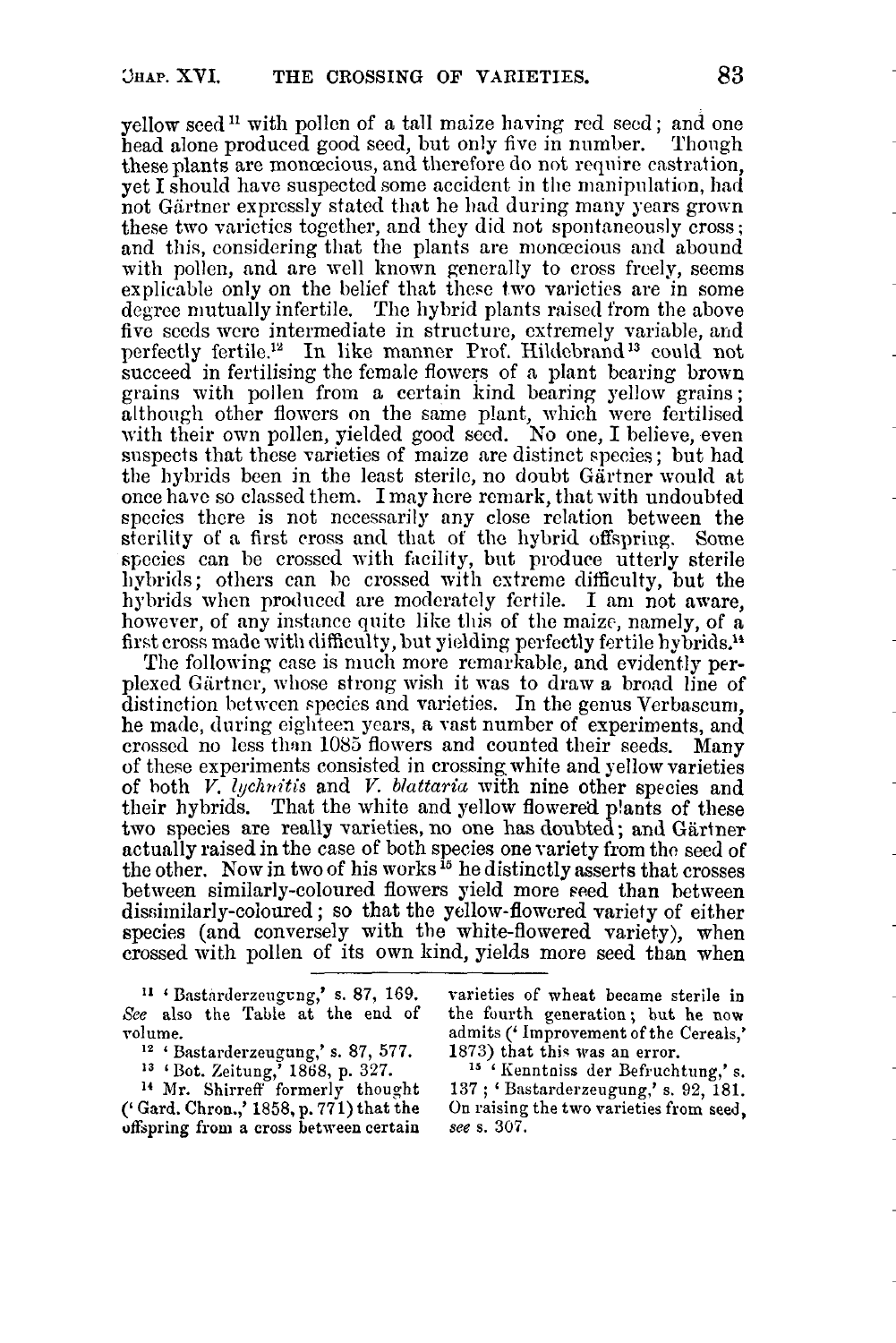yellow seed[11] with pollen of a tall maize having red seed; and one head alone produced good seed, but only five in number. Though these plants are monœcious, and therefore do not require castration, yet I should have suspected some accident in the manipulation, had not Gärtner expressly stated that he had during many years grown these two varieties together, and they did not spontaneously cross; and this, considering that the plants are monœcious and abound with pollen, and are well known generally to cross freely, seems explicable only on the belief that these two varieties are in some degree mutually infertile. The hybrid plants raised from the above five seeds were intermediate in structure, extremely variable, and perfectly fertile.[12] In like manner Prof. Hildebrand[13] could not succeed in fertilising the female flowers of a plant bearing brown grains with pollen from a certain kind bearing yellow grains; although other flowers on the same plant, which were fertilised with their own pollen, yielded good seed. No one, I believe, even suspects that these varieties of maize are distinct species; but had the hybrids been in the least sterile, no doubt Gärtner would at once have so classed them. I may here remark, that with undoubted species there is not necessarily any close relation between the sterility of a first cross and that of the hybrid offspring. Some species can be crossed with facility, but produce utterly sterile hybrids; others can be crossed with extreme difficulty, but the hybrids when produced are moderately fertile. I am not aware, however, of any instance quite like this of the maize, namely, of a first cross made with difficulty, but yielding perfectly fertile hybrids.[14]

The following case is much more remarkable, and evidently perplexed Gärtner, whose strong wish it was to draw a broad line of distinction between species and varieties. In the genus Verbascum, he made, during eighteen years, a vast number of experiments, and crossed no less than 1085 flowers and counted their seeds. Many of these experiments consisted in crossing white and yellow varieties of both *V. lychnitis* and *V. blattaria* with nine other species and their hybrids. That the white and yellow flowered plants of these two species are really varieties, no one has doubted; and Gärtner actually raised in the case of both species one variety from the seed of the other. Now in two of his works[15] he distinctly asserts that crosses between similarly-coloured flowers yield more seed than between dissimilarly-coloured; so that the yellow-flowered variety of either species (and conversely with the white-flowered variety), when crossed with pollen of its own kind, yields more seed than when

---

[11] 'Bastarderzeugung,' s. 87, 169. *See* also the Table at the end of volume.

[12] 'Bastarderzeugung,' s. 87, 577.

[13] 'Bot. Zeitung,' 1868, p. 327.

[14] Mr. Shirreff formerly thought ('Gard. Chron.,' 1858, p. 771) that the offspring from a cross between certain varieties of wheat became sterile in the fourth generation; but he now admits ('Improvement of the Cereals,' 1873) that this was an error.

[15] 'Kenntniss der Befruchtung,' s. 137; 'Bastarderzeugung,' s. 92, 181. On raising the two varieties from seed, *see* s. 307.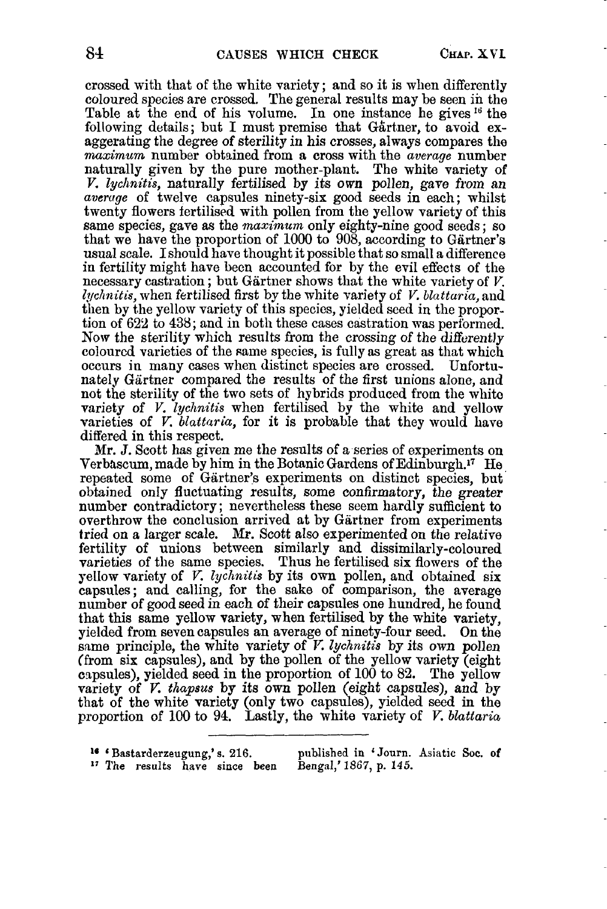crossed with that of the white variety; and so it is when differently coloured species are crossed. The general results may be seen in the Table at the end of his volume. In one instance he gives [16] the following details; but I must premise that Gärtner, to avoid exaggerating the degree of sterility in his crosses, always compares the *maximum* number obtained from a cross with the *average* number naturally given by the pure mother-plant. The white variety of *V. lychnitis*, naturally fertilised by its own pollen, gave from an *average* of twelve capsules ninety-six good seeds in each; whilst twenty flowers fertilised with pollen from the yellow variety of this same species, gave as the *maximum* only eighty-nine good seeds; so that we have the proportion of 1000 to 908, according to Gärtner's usual scale. I should have thought it possible that so small a difference in fertility might have been accounted for by the evil effects of the necessary castration; but Gärtner shows that the white variety of *V. lychnitis*, when fertilised first by the white variety of *V. blattaria*, and then by the yellow variety of this species, yielded seed in the proportion of 622 to 438; and in both these cases castration was performed. Now the sterility which results from the crossing of the differently coloured varieties of the same species, is fully as great as that which occurs in many cases when distinct species are crossed. Unfortunately Gärtner compared the results of the first unions alone, and not the sterility of the two sets of hybrids produced from the white variety of *V. lychnitis* when fertilised by the white and yellow varieties of *V. blattaria*, for it is probable that they would have differed in this respect.

Mr. J. Scott has given me the results of a series of experiments on Verbascum, made by him in the Botanic Gardens of Edinburgh.[17] He repeated some of Gärtner's experiments on distinct species, but obtained only fluctuating results, some confirmatory, the greater number contradictory; nevertheless these seem hardly sufficient to overthrow the conclusion arrived at by Gärtner from experiments tried on a larger scale. Mr. Scott also experimented on the relative fertility of unions between similarly and dissimilarly-coloured varieties of the same species. Thus he fertilised six flowers of the yellow variety of *V. lychnitis* by its own pollen, and obtained six capsules; and calling, for the sake of comparison, the average number of good seed in each of their capsules one hundred, he found that this same yellow variety, when fertilised by the white variety, yielded from seven capsules an average of ninety-four seed. On the same principle, the white variety of *V. lychnitis* by its own pollen (from six capsules), and by the pollen of the yellow variety (eight capsules), yielded seed in the proportion of 100 to 82. The yellow variety of *V. thapsus* by its own pollen (eight capsules), and by that of the white variety (only two capsules), yielded seed in the proportion of 100 to 94. Lastly, the white variety of *V. blattaria*

---

[16] 'Bastarderzeugung,' s. 216.

[17] The results have since been published in 'Journ. Asiatic Soc. of Bengal,' 1867, p. 145.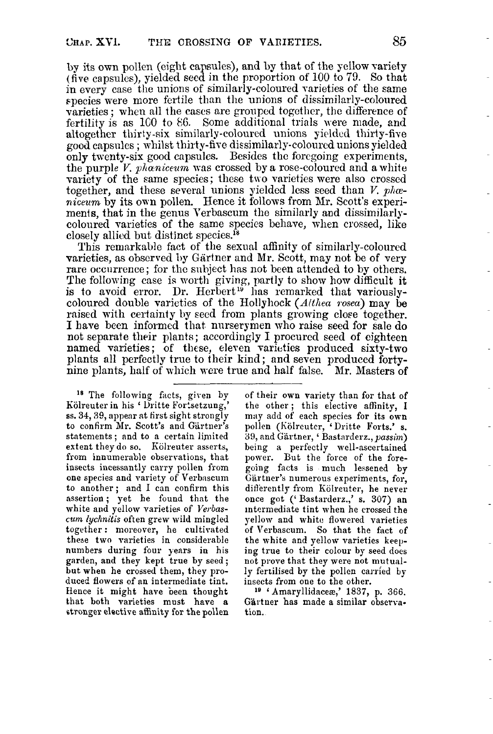by its own pollen (eight capsules), and by that of the yellow variety (five capsules), yielded seed in the proportion of 100 to 79. So that in every case the unions of similarly-coloured varieties of the same species were more fertile than the unions of dissimilarly-coloured varieties; when all the cases are grouped together, the difference of fertility is as 100 to 86. Some additional trials were made, and altogether thirty-six similarly-coloured unions yielded thirty-five good capsules; whilst thirty-five dissimilarly-coloured unions yielded only twenty-six good capsules. Besides the foregoing experiments, the purple *V. phœniceum* was crossed by a rose-coloured and a white variety of the same species; these two varieties were also crossed together, and these several unions yielded less seed than *V. phœniceum* by its own pollen. Hence it follows from Mr. Scott's experiments, that in the genus Verbascum the similarly and dissimilarly-coloured varieties of the same species behave, when crossed, like closely allied but distinct species.[18]

This remarkable fact of the sexual affinity of similarly-coloured varieties, as observed by Gärtner and Mr. Scott, may not be of very rare occurrence; for the subject has not been attended to by others. The following case is worth giving, partly to show how difficult it is to avoid error. Dr. Herbert[19] has remarked that variously-coloured double varieties of the Hollyhock (*Althea rosea*) may be raised with certainty by seed from plants growing close together. I have been informed that nurserymen who raise seed for sale do not separate their plants; accordingly I procured seed of eighteen named varieties; of these, eleven varieties produced sixty-two plants all perfectly true to their kind; and seven produced forty-nine plants, half of which were true and half false. Mr. Masters of

---

[18] The following facts, given by Kölreuter in his 'Dritte Fortsetzung,' ss. 34, 39, appear at first sight strongly to confirm Mr. Scott's and Gärtner's statements; and to a certain limited extent they do so. Kölreuter asserts, from innumerable observations, that insects incessantly carry pollen from one species and variety of Verbascum to another; and I can confirm this assertion; yet he found that the white and yellow varieties of *Verbascum lychnitis* often grew wild mingled together: moreover, he cultivated these two varieties in considerable numbers during four years in his garden, and they kept true by seed; but when he crossed them, they produced flowers of an intermediate tint. Hence it might have been thought that both varieties must have a stronger elective affinity for the pollen of their own variety than for that of the other; this elective affinity, I may add of each species for its own pollen (Kölreuter, 'Dritte Forts.' s. 39, and Gärtner, 'Bastarderz., *passim*) being a perfectly well-ascertained power. But the force of the foregoing facts is much lessened by Gärtner's numerous experiments, for, differently from Kölreuter, he never once got ('Bastarderz.,' s. 307) an intermediate tint when he crossed the yellow and white flowered varieties of Verbascum. So that the fact of the white and yellow varieties keeping true to their colour by seed does not prove that they were not mutually fertilised by the pollen carried by insects from one to the other.

[19] 'Amaryllidaceæ,' 1837, p. 366. Gärtner has made a similar observation.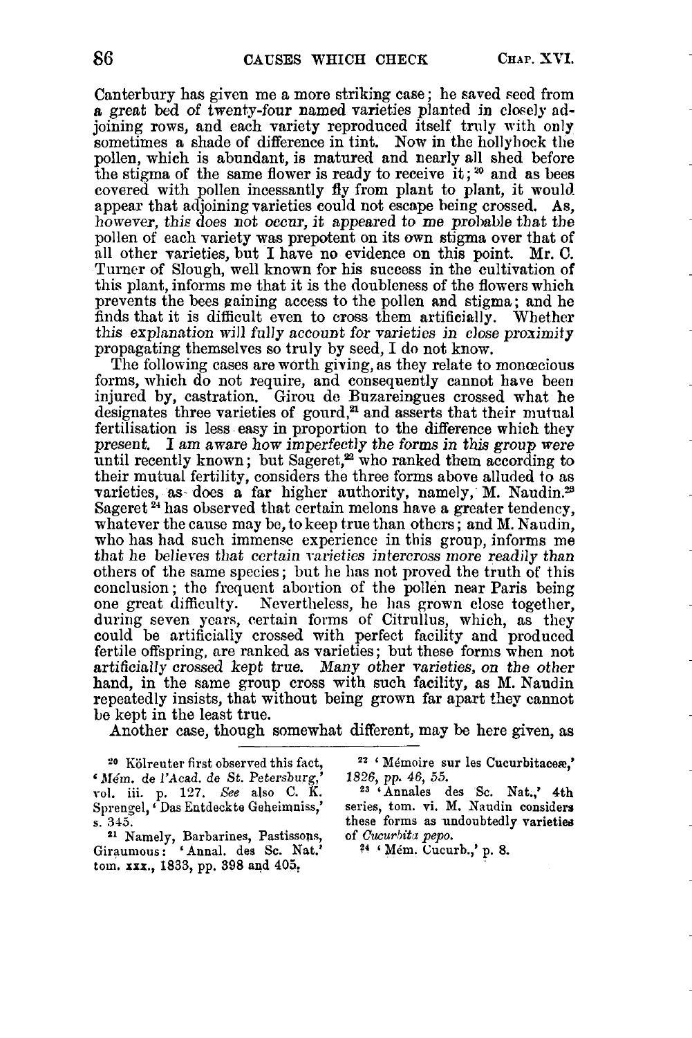Canterbury has given me a more striking case; he saved seed from a great bed of twenty-four named varieties planted in closely adjoining rows, and each variety reproduced itself truly with only sometimes a shade of difference in tint. Now in the hollyhock the pollen, which is abundant, is matured and nearly all shed before the stigma of the same flower is ready to receive it;[20] and as bees covered with pollen incessantly fly from plant to plant, it would appear that adjoining varieties could not escape being crossed. As, however, this does not occur, it appeared to me probable that the pollen of each variety was prepotent on its own stigma over that of all other varieties, but I have no evidence on this point. Mr. C. Turner of Slough, well known for his success in the cultivation of this plant, informs me that it is the doubleness of the flowers which prevents the bees gaining access to the pollen and stigma; and he finds that it is difficult even to cross them artificially. Whether this explanation will fully account for varieties in close proximity propagating themselves so truly by seed, I do not know.

The following cases are worth giving, as they relate to monœcious forms, which do not require, and consequently cannot have been injured by, castration. Girou de Buzareingues crossed what he designates three varieties of gourd,[21] and asserts that their mutual fertilisation is less easy in proportion to the difference which they present. I am aware how imperfectly the forms in this group were until recently known; but Sageret,[22] who ranked them according to their mutual fertility, considers the three forms above alluded to as varieties, as does a far higher authority, namely, M. Naudin.[23] Sageret[24] has observed that certain melons have a greater tendency, whatever the cause may be, to keep true than others; and M. Naudin, who has had such immense experience in this group, informs me that he believes that certain varieties intercross more readily than others of the same species; but he has not proved the truth of this conclusion; the frequent abortion of the pollen near Paris being one great difficulty. Nevertheless, he has grown close together, during seven years, certain forms of Citrullus, which, as they could be artificially crossed with perfect facility and produced fertile offspring, are ranked as varieties; but these forms when not artificially crossed kept true. Many other varieties, on the other hand, in the same group cross with such facility, as M. Naudin repeatedly insists, that without being grown far apart they cannot be kept in the least true.

Another case, though somewhat different, may be here given, as

---

[20] Kölreuter first observed this fact, 'Mém. de l'Acad. de St. Petersburg,' vol. iii. p. 127. *See* also C. K. Sprengel, 'Das Entdeckte Geheimniss,' s. 345.

[21] Namely, Barbarines, Pastissons, Giraumous: 'Annal. des Sc. Nat.' tom. xxx., 1833, pp. 398 and 405.

[22] 'Mémoire sur les Cucurbitaceæ,' *1826, pp. 46, 55.*

[23] 'Annales des Sc. Nat.,' 4th series, tom. vi. M. Naudin considers these forms as undoubtedly varieties of *Cucurbita pepo.*

[24] 'Mém. Cucurb.,' p. 8.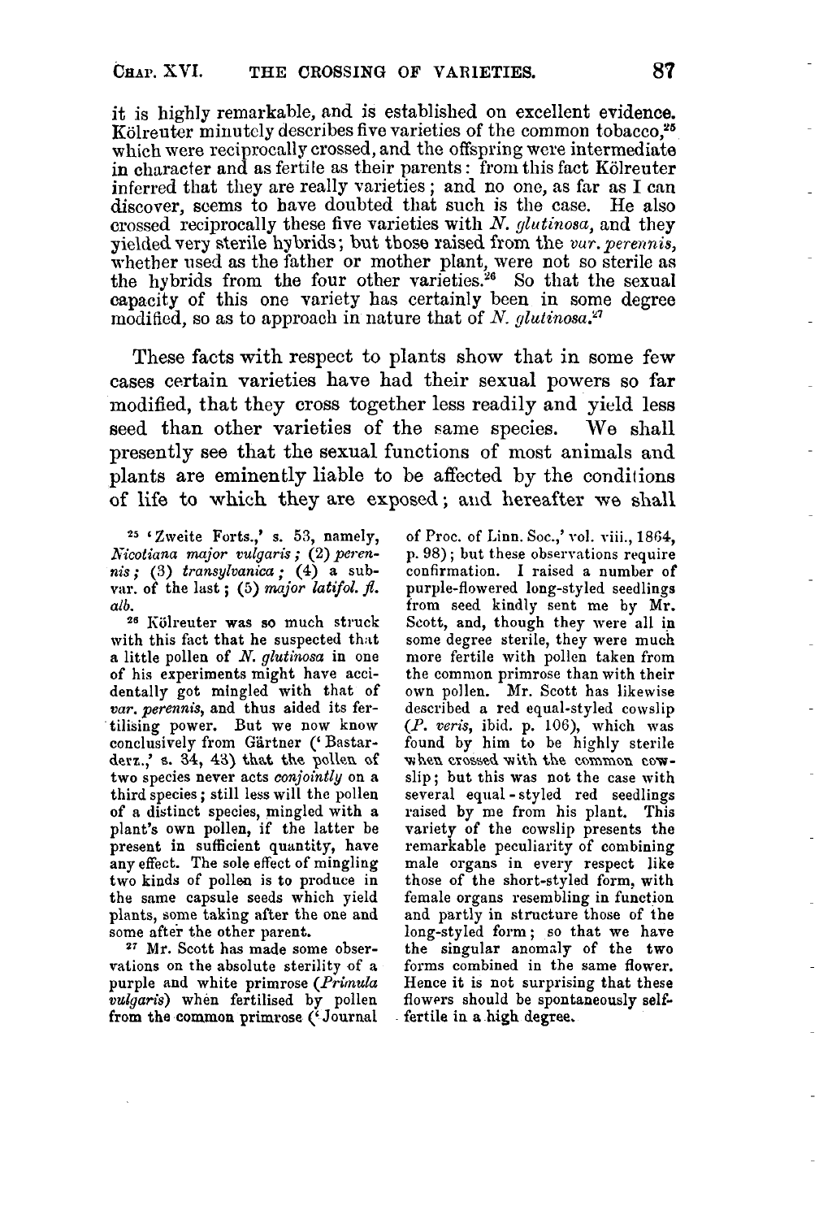it is highly remarkable, and is established on excellent evidence. Kölreuter minutely describes five varieties of the common tobacco,[25] which were reciprocally crossed, and the offspring were intermediate in character and as fertile as their parents: from this fact Kölreuter inferred that they are really varieties; and no one, as far as I can discover, seems to have doubted that such is the case. He also crossed reciprocally these five varieties with *N. glutinosa*, and they yielded very sterile hybrids; but those raised from the *var. perennis*, whether used as the father or mother plant, were not so sterile as the hybrids from the four other varieties.[26] So that the sexual capacity of this one variety has certainly been in some degree modified, so as to approach in nature that of *N. glutinosa*.[27]

These facts with respect to plants show that in some few cases certain varieties have had their sexual powers so far modified, that they cross together less readily and yield less seed than other varieties of the same species. We shall presently see that the sexual functions of most animals and plants are eminently liable to be affected by the conditions of life to which they are exposed; and hereafter we shall

---

[25] 'Zweite Forts.,' s. 53, namely, *Nicotiana major vulgaris*; (2) *perennis*; (3) *transylvanica*; (4) a sub-var. of the last; (5) *major latifol. fl. alb.*

[26] Kölreuter was so much struck with this fact that he suspected that a little pollen of *N. glutinosa* in one of his experiments might have accidentally got mingled with that of *var. perennis*, and thus aided its fertilising power. But we now know conclusively from Gärtner ('Bastarderz.,' s. 34, 43) that the pollen of two species never acts *conjointly* on a third species; still less will the pollen of a distinct species, mingled with a plant's own pollen, if the latter be present in sufficient quantity, have any effect. The sole effect of mingling two kinds of pollen is to produce in the same capsule seeds which yield plants, some taking after the one and some after the other parent.

[27] Mr. Scott has made some observations on the absolute sterility of a purple and white primrose (*Primula vulgaris*) when fertilised by pollen from the common primrose ('Journal of Proc. of Linn. Soc.,' vol. viii., 1864, p. 98); but these observations require confirmation. I raised a number of purple-flowered long-styled seedlings from seed kindly sent me by Mr. Scott, and, though they were all in some degree sterile, they were much more fertile with pollen taken from the common primrose than with their own pollen. Mr. Scott has likewise described a red equal-styled cowslip (*P. veris*, ibid. p. 106), which was found by him to be highly sterile when crossed with the common cowslip; but this was not the case with several equal-styled red seedlings raised by me from his plant. This variety of the cowslip presents the remarkable peculiarity of combining male organs in every respect like those of the short-styled form, with female organs resembling in function and partly in structure those of the long-styled form; so that we have the singular anomaly of the two forms combined in the same flower. Hence it is not surprising that these flowers should be spontaneously self-fertile in a high degree.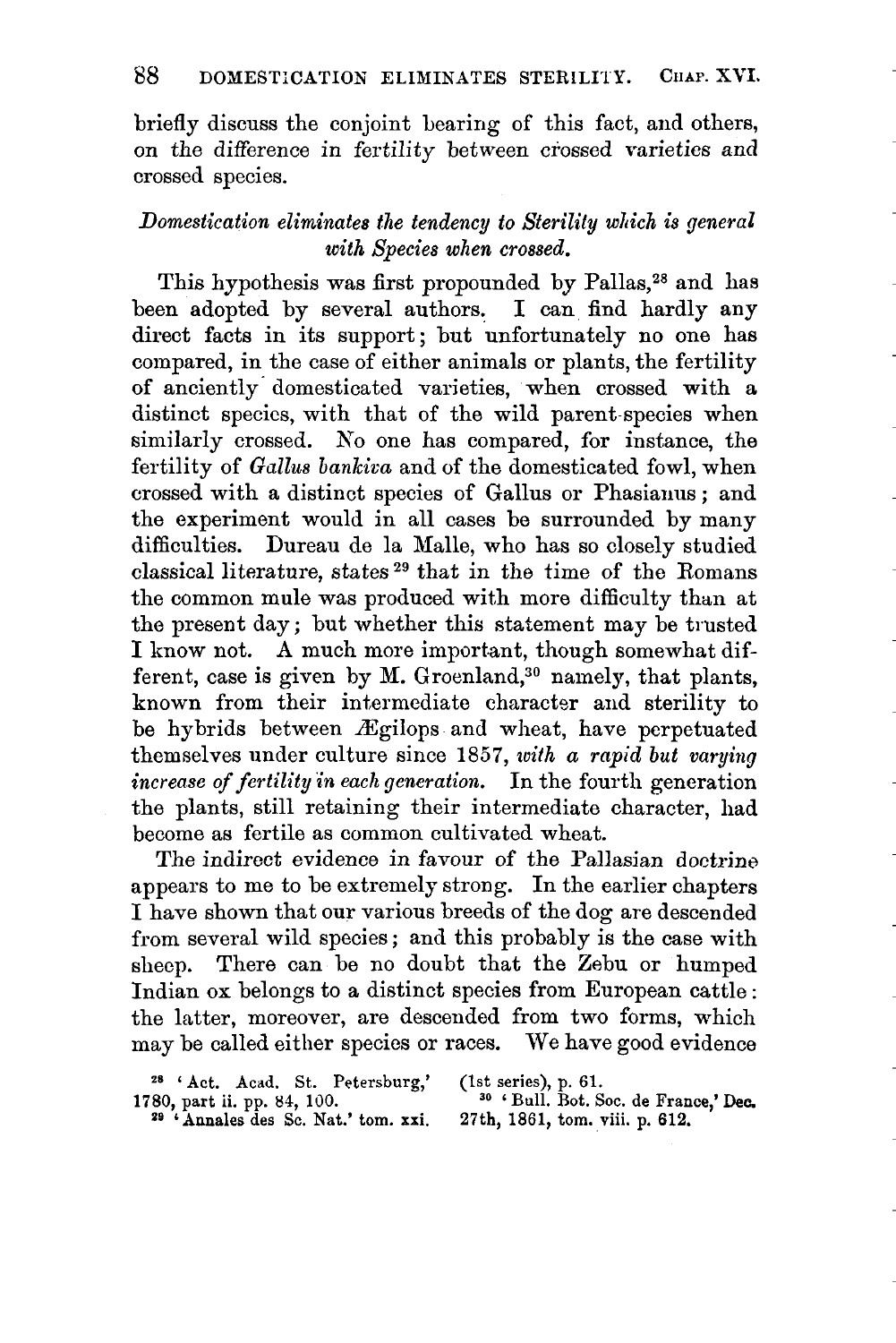briefly discuss the conjoint bearing of this fact, and others, on the difference in fertility between crossed varieties and crossed species.

### *Domestication eliminates the tendency to Sterility which is general with Species when crossed.*

This hypothesis was first propounded by Pallas,[28] and has been adopted by several authors. I can find hardly any direct facts in its support; but unfortunately no one has compared, in the case of either animals or plants, the fertility of anciently domesticated varieties, when crossed with a distinct species, with that of the wild parent-species when similarly crossed. No one has compared, for instance, the fertility of *Gallus bankiva* and of the domesticated fowl, when crossed with a distinct species of Gallus or Phasianus; and the experiment would in all cases be surrounded by many difficulties. Dureau de la Malle, who has so closely studied classical literature, states[29] that in the time of the Romans the common mule was produced with more difficulty than at the present day; but whether this statement may be trusted I know not. A much more important, though somewhat different, case is given by M. Groenland,[30] namely, that plants, known from their intermediate character and sterility to be hybrids between Ægilops and wheat, have perpetuated themselves under culture since 1857, *with a rapid but varying increase of fertility in each generation.* In the fourth generation the plants, still retaining their intermediate character, had become as fertile as common cultivated wheat.

The indirect evidence in favour of the Pallasian doctrine appears to me to be extremely strong. In the earlier chapters I have shown that our various breeds of the dog are descended from several wild species; and this probably is the case with sheep. There can be no doubt that the Zebu or humped Indian ox belongs to a distinct species from European cattle: the latter, moreover, are descended from two forms, which may be called either species or races. We have good evidence

---

[28] 'Act. Acad. St. Petersburg,' 1780, part ii. pp. 84, 100.

[29] 'Annales des Sc. Nat.' tom. xxi. (1st series), p. 61.

[30] 'Bull. Bot. Soc. de France,' Dec. 27th, 1861, tom. viii. p. 612.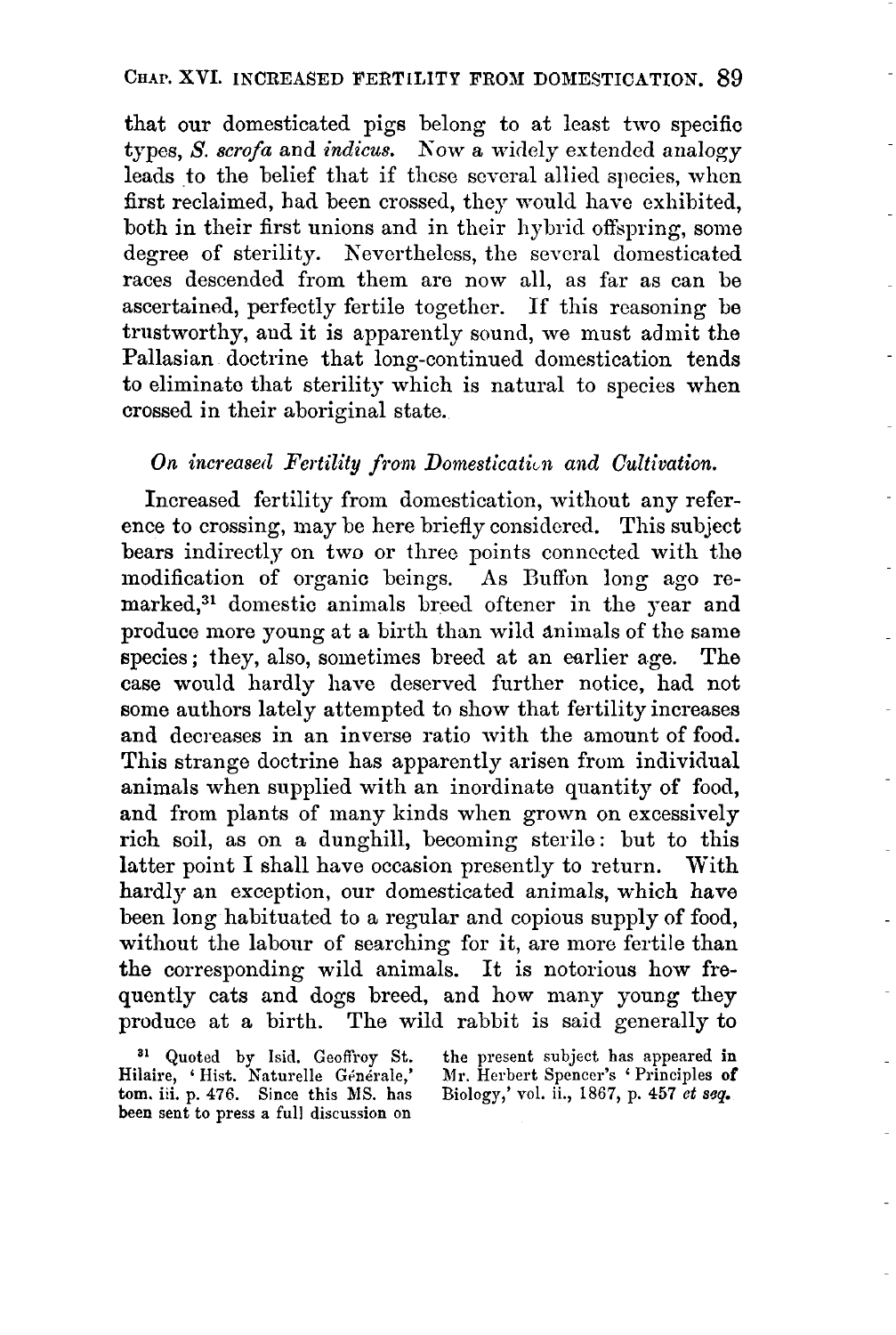that our domesticated pigs belong to at least two specific types, *S. scrofa* and *indicus*. Now a widely extended analogy leads to the belief that if these several allied species, when first reclaimed, had been crossed, they would have exhibited, both in their first unions and in their hybrid offspring, some degree of sterility. Nevertheless, the several domesticated races descended from them are now all, as far as can be ascertained, perfectly fertile together. If this reasoning be trustworthy, and it is apparently sound, we must admit the Pallasian doctrine that long-continued domestication tends to eliminate that sterility which is natural to species when crossed in their aboriginal state.

### *On increased Fertility from Domestication and Cultivation.*

Increased fertility from domestication, without any reference to crossing, may be here briefly considered. This subject bears indirectly on two or three points connected with the modification of organic beings. As Buffon long ago remarked,[31] domestic animals breed oftener in the year and produce more young at a birth than wild animals of the same species; they, also, sometimes breed at an earlier age. The case would hardly have deserved further notice, had not some authors lately attempted to show that fertility increases and decreases in an inverse ratio with the amount of food. This strange doctrine has apparently arisen from individual animals when supplied with an inordinate quantity of food, and from plants of many kinds when grown on excessively rich soil, as on a dunghill, becoming sterile: but to this latter point I shall have occasion presently to return. With hardly an exception, our domesticated animals, which have been long habituated to a regular and copious supply of food, without the labour of searching for it, are more fertile than the corresponding wild animals. It is notorious how frequently cats and dogs breed, and how many young they produce at a birth. The wild rabbit is said generally to

[31] Quoted by Isid. Geoffroy St. Hilaire, 'Hist. Naturelle Générale,' tom. iii. p. 476. Since this MS. has been sent to press a full discussion on the present subject has appeared in Mr. Herbert Spencer's 'Principles of Biology,' vol. ii., 1867, p. 457 *et seq.*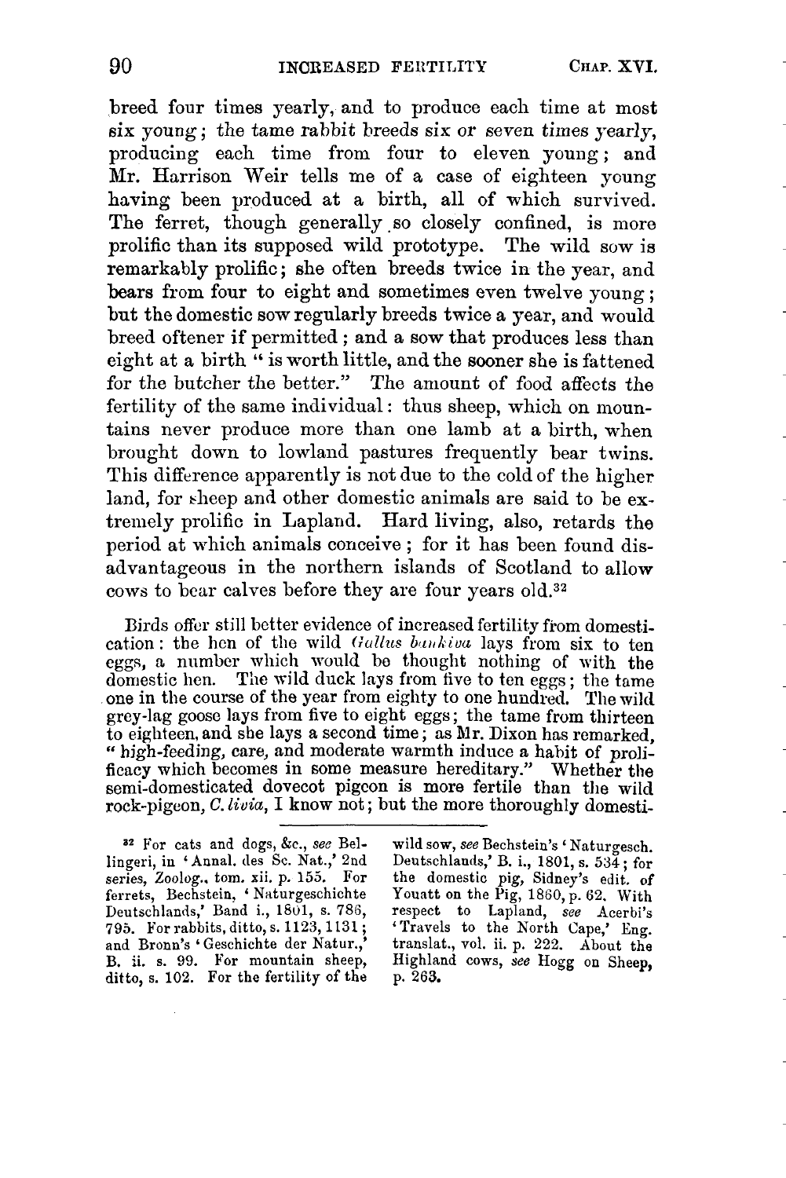breed four times yearly, and to produce each time at most six young; the tame rabbit breeds six or seven times yearly, producing each time from four to eleven young; and Mr. Harrison Weir tells me of a case of eighteen young having been produced at a birth, all of which survived. The ferret, though generally so closely confined, is more prolific than its supposed wild prototype. The wild sow is remarkably prolific; she often breeds twice in the year, and bears from four to eight and sometimes even twelve young; but the domestic sow regularly breeds twice a year, and would breed oftener if permitted; and a sow that produces less than eight at a birth "is worth little, and the sooner she is fattened for the butcher the better." The amount of food affects the fertility of the same individual: thus sheep, which on mountains never produce more than one lamb at a birth, when brought down to lowland pastures frequently bear twins. This difference apparently is not due to the cold of the higher land, for sheep and other domestic animals are said to be extremely prolific in Lapland. Hard living, also, retards the period at which animals conceive; for it has been found disadvantageous in the northern islands of Scotland to allow cows to bear calves before they are four years old.[32]

Birds offer still better evidence of increased fertility from domestication: the hen of the wild *Gallus bankiva* lays from six to ten eggs, a number which would be thought nothing of with the domestic hen. The wild duck lays from five to ten eggs; the tame one in the course of the year from eighty to one hundred. The wild grey-lag goose lays from five to eight eggs; the tame from thirteen to eighteen, and she lays a second time; as Mr. Dixon has remarked, "high-feeding, care, and moderate warmth induce a habit of prolificacy which becomes in some measure hereditary." Whether the semi-domesticated dovecot pigeon is more fertile than the wild rock-pigeon, *C. livia*, I know not; but the more thoroughly domesti-

---

[32] For cats and dogs, &c., *see* Bellingeri, in 'Annal. des Sc. Nat.,' 2nd series, Zoolog., tom. xii. p. 155. For ferrets, Bechstein, 'Naturgeschichte Deutschlands,' Band i., 1801, s. 786, 795. For rabbits, ditto, s. 1123, 1131; and Bronn's 'Geschichte der Natur.,' B. ii. s. 99. For mountain sheep, ditto, s. 102. For the fertility of the wild sow, *see* Bechstein's 'Naturgesch. Deutschlands,' B. i., 1801, s. 534; for the domestic pig, Sidney's edit. of Youatt on the Pig, 1860, p. 62. With respect to Lapland, *see* Acerbi's 'Travels to the North Cape,' Eng. translat., vol. ii. p. 222. About the Highland cows, *see* Hogg on Sheep, p. 263.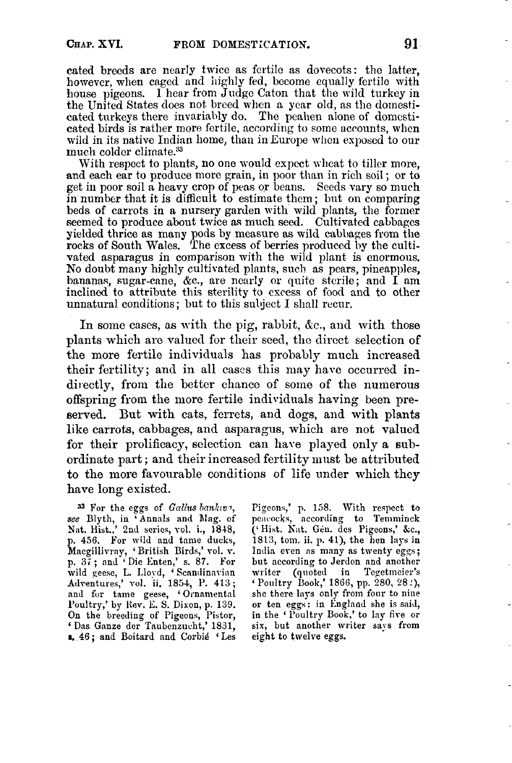cated breeds are nearly twice as fertile as dovecots: the latter, however, when caged and highly fed, become equally fertile with house pigeons. I hear from Judge Caton that the wild turkey in the United States does not breed when a year old, as the domesticated turkeys there invariably do. The peahen alone of domesticated birds is rather more fertile, according to some accounts, when wild in its native Indian home, than in Europe when exposed to our much colder climate.[33]

With respect to plants, no one would expect wheat to tiller more, and each ear to produce more grain, in poor than in rich soil; or to get in poor soil a heavy crop of peas or beans. Seeds vary so much in number that it is difficult to estimate them; but on comparing beds of carrots in a nursery garden with wild plants, the former seemed to produce about twice as much seed. Cultivated cabbages yielded thrice as many pods by measure as wild cabbages from the rocks of South Wales. The excess of berries produced by the cultivated asparagus in comparison with the wild plant is enormous. No doubt many highly cultivated plants, such as pears, pineapples, bananas, sugar-cane, &c., are nearly or quite sterile; and I am inclined to attribute this sterility to excess of food and to other unnatural conditions; but to this subject I shall recur.

In some cases, as with the pig, rabbit, &c., and with those plants which are valued for their seed, the direct selection of the more fertile individuals has probably much increased their fertility; and in all cases this may have occurred indirectly, from the better chance of some of the numerous offspring from the more fertile individuals having been preserved. But with cats, ferrets, and dogs, and with plants like carrots, cabbages, and asparagus, which are not valued for their prolificacy, selection can have played only a subordinate part; and their increased fertility must be attributed to the more favourable conditions of life under which they have long existed.

[33] For the eggs of *Gallus bankiva*, *see* Blyth, in 'Annals and Mag. of Nat. Hist.,' 2nd series, vol. i., 1848, p. 456. For wild and tame ducks, Macgillivray, 'British Birds,' vol. v. p. 37; and 'Die Enten,' s. 87. For wild geese, L. Lloyd, 'Scandinavian Adventures,' vol. ii. 1854, p. 413; and for tame geese, 'Ornamental Poultry,' by Rev. E. S. Dixon, p. 139. On the breeding of Pigeons, Pistor, 'Das Ganze der Taubenzucht,' 1831, s. 46; and Boitard and Corbié 'Les Pigeons,' p. 158. With respect to peacocks, according to Temminck ('Hist. Nat. Gén. des Pigeons,' &c., 1813, tom. ii. p. 41), the hen lays in India even as many as twenty eggs; but according to Jerdon and another writer (quoted in Tegetmeier's 'Poultry Book,' 1866, pp. 280, 282), she there lays only from four to nine or ten eggs: in England she is said, in the 'Poultry Book,' to lay five or six, but another writer says from eight to twelve eggs.